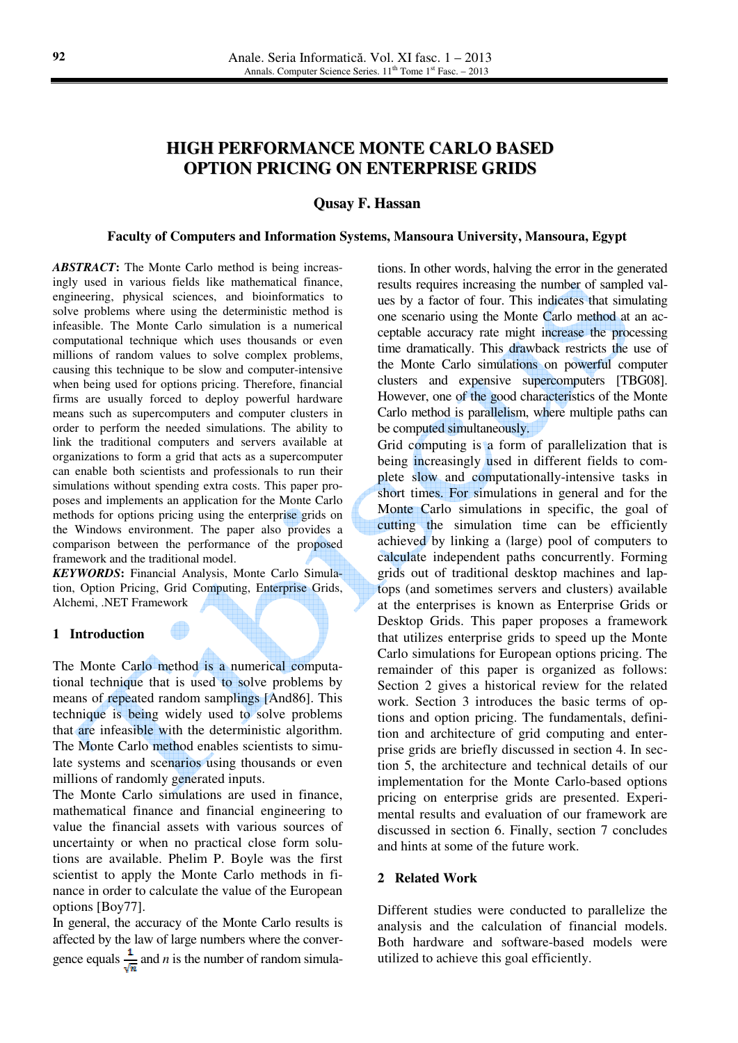# HIGH PERFORMANCE MONTE CARLO BASED OPTION PRICING ON ENTERPRISE GRIDS

**Qusay F. Hassan**

**Faculty of Computers and Information Systems, Mansoura University, Mansoura, Egypt**

***ABSTRACT*:** The Monte Carlo method is being increasingly used in various fields like mathematical finance, engineering, physical sciences, and bioinformatics to solve problems where using the deterministic method is infeasible. The Monte Carlo simulation is a numerical computational technique which uses thousands or even millions of random values to solve complex problems, causing this technique to be slow and computer-intensive when being used for options pricing. Therefore, financial firms are usually forced to deploy powerful hardware means such as supercomputers and computer clusters in order to perform the needed simulations. The ability to link the traditional computers and servers available at organizations to form a grid that acts as a supercomputer can enable both scientists and professionals to run their simulations without spending extra costs. This paper proposes and implements an application for the Monte Carlo methods for options pricing using the enterprise grids on the Windows environment. The paper also provides a comparison between the performance of the proposed framework and the traditional model.

***KEYWORDS*:** Financial Analysis, Monte Carlo Simulation, Option Pricing, Grid Computing, Enterprise Grids, Alchemi, .NET Framework

## 1 Introduction

The Monte Carlo method is a numerical computational technique that is used to solve problems by means of repeated random samplings [And86]. This technique is being widely used to solve problems that are infeasible with the deterministic algorithm. The Monte Carlo method enables scientists to simulate systems and scenarios using thousands or even millions of randomly generated inputs.

The Monte Carlo simulations are used in finance, mathematical finance and financial engineering to value the financial assets with various sources of uncertainty or when no practical close form solutions are available. Phelim P. Boyle was the first scientist to apply the Monte Carlo methods in finance in order to calculate the value of the European options [Boy77].

In general, the accuracy of the Monte Carlo results is affected by the law of large numbers where the convergence equals $\frac{1}{\sqrt{n}}$ and $n$ is the number of random simulations. In other words, halving the error in the generated results requires increasing the number of sampled values by a factor of four. This indicates that simulating one scenario using the Monte Carlo method at an acceptable accuracy rate might increase the processing time dramatically. This drawback restricts the use of the Monte Carlo simulations on powerful computer clusters and expensive supercomputers [TBG08]. However, one of the good characteristics of the Monte Carlo method is parallelism, where multiple paths can be computed simultaneously.

Grid computing is a form of parallelization that is being increasingly used in different fields to complete slow and computationally-intensive tasks in short times. For simulations in general and for the Monte Carlo simulations in specific, the goal of cutting the simulation time can be efficiently achieved by linking a (large) pool of computers to calculate independent paths concurrently. Forming grids out of traditional desktop machines and laptops (and sometimes servers and clusters) available at the enterprises is known as Enterprise Grids or Desktop Grids. This paper proposes a framework that utilizes enterprise grids to speed up the Monte Carlo simulations for European options pricing. The remainder of this paper is organized as follows: Section 2 gives a historical review for the related work. Section 3 introduces the basic terms of options and option pricing. The fundamentals, definition and architecture of grid computing and enterprise grids are briefly discussed in section 4. In section 5, the architecture and technical details of our implementation for the Monte Carlo-based options pricing on enterprise grids are presented. Experimental results and evaluation of our framework are discussed in section 6. Finally, section 7 concludes and hints at some of the future work.

## 2 Related Work

Different studies were conducted to parallelize the analysis and the calculation of financial models. Both hardware and software-based models were utilized to achieve this goal efficiently.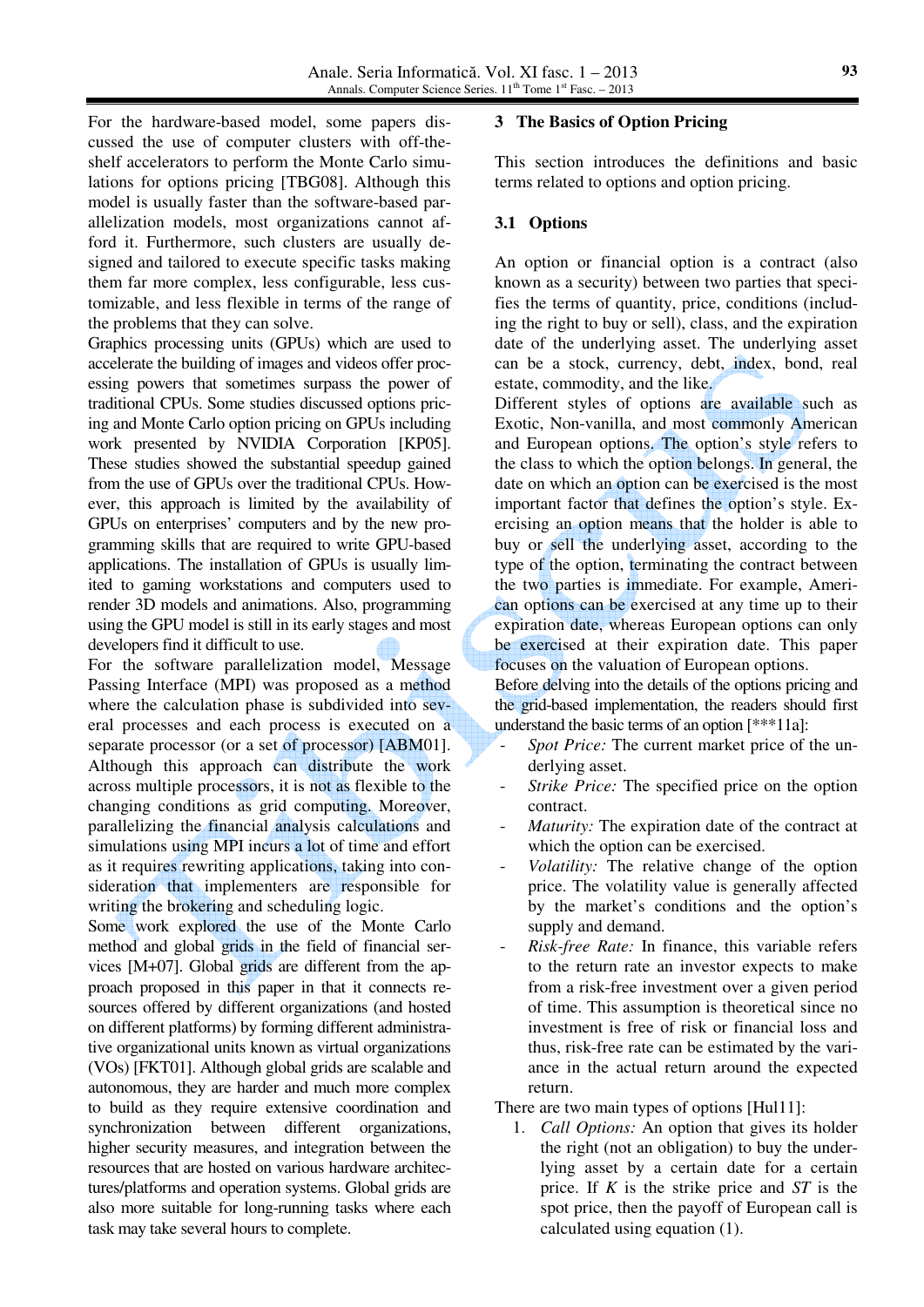For the hardware-based model, some papers discussed the use of computer clusters with off-the-shelf accelerators to perform the Monte Carlo simulations for options pricing [TBG08]. Although this model is usually faster than the software-based parallelization models, most organizations cannot afford it. Furthermore, such clusters are usually designed and tailored to execute specific tasks making them far more complex, less configurable, less customizable, and less flexible in terms of the range of the problems that they can solve.

Graphics processing units (GPUs) which are used to accelerate the building of images and videos offer processing powers that sometimes surpass the power of traditional CPUs. Some studies discussed options pricing and Monte Carlo option pricing on GPUs including work presented by NVIDIA Corporation [KP05]. These studies showed the substantial speedup gained from the use of GPUs over the traditional CPUs. However, this approach is limited by the availability of GPUs on enterprises' computers and by the new programming skills that are required to write GPU-based applications. The installation of GPUs is usually limited to gaming workstations and computers used to render 3D models and animations. Also, programming using the GPU model is still in its early stages and most developers find it difficult to use.

For the software parallelization model, Message Passing Interface (MPI) was proposed as a method where the calculation phase is subdivided into several processes and each process is executed on a separate processor (or a set of processor) [ABM01]. Although this approach can distribute the work across multiple processors, it is not as flexible to the changing conditions as grid computing. Moreover, parallelizing the financial analysis calculations and simulations using MPI incurs a lot of time and effort as it requires rewriting applications, taking into consideration that implementers are responsible for writing the brokering and scheduling logic.

Some work explored the use of the Monte Carlo method and global grids in the field of financial services [M+07]. Global grids are different from the approach proposed in this paper in that it connects resources offered by different organizations (and hosted on different platforms) by forming different administrative organizational units known as virtual organizations (VOs) [FKT01]. Although global grids are scalable and autonomous, they are harder and much more complex to build as they require extensive coordination and synchronization between different organizations, higher security measures, and integration between the resources that are hosted on various hardware architectures/platforms and operation systems. Global grids are also more suitable for long-running tasks where each task may take several hours to complete.

## 3 The Basics of Option Pricing

This section introduces the definitions and basic terms related to options and option pricing.

### 3.1 Options

An option or financial option is a contract (also known as a security) between two parties that specifies the terms of quantity, price, conditions (including the right to buy or sell), class, and the expiration date of the underlying asset. The underlying asset can be a stock, currency, debt, index, bond, real estate, commodity, and the like.

Different styles of options are available such as Exotic, Non-vanilla, and most commonly American and European options. The option's style refers to the class to which the option belongs. In general, the date on which an option can be exercised is the most important factor that defines the option's style. Exercising an option means that the holder is able to buy or sell the underlying asset, according to the type of the option, terminating the contract between the two parties is immediate. For example, American options can be exercised at any time up to their expiration date, whereas European options can only be exercised at their expiration date. This paper focuses on the valuation of European options.

Before delving into the details of the options pricing and the grid-based implementation, the readers should first understand the basic terms of an option [***11a]:

- *Spot Price:* The current market price of the underlying asset.
- *Strike Price:* The specified price on the option contract.
- *Maturity:* The expiration date of the contract at which the option can be exercised.
- *Volatility:* The relative change of the option price. The volatility value is generally affected by the market's conditions and the option's supply and demand.
- *Risk-free Rate:* In finance, this variable refers to the return rate an investor expects to make from a risk-free investment over a given period of time. This assumption is theoretical since no investment is free of risk or financial loss and thus, risk-free rate can be estimated by the variance in the actual return around the expected return.

There are two main types of options [Hul11]:

1. *Call Options:* An option that gives its holder the right (not an obligation) to buy the underlying asset by a certain date for a certain price. If $K$ is the strike price and $ST$ is the spot price, then the payoff of European call is calculated using equation (1).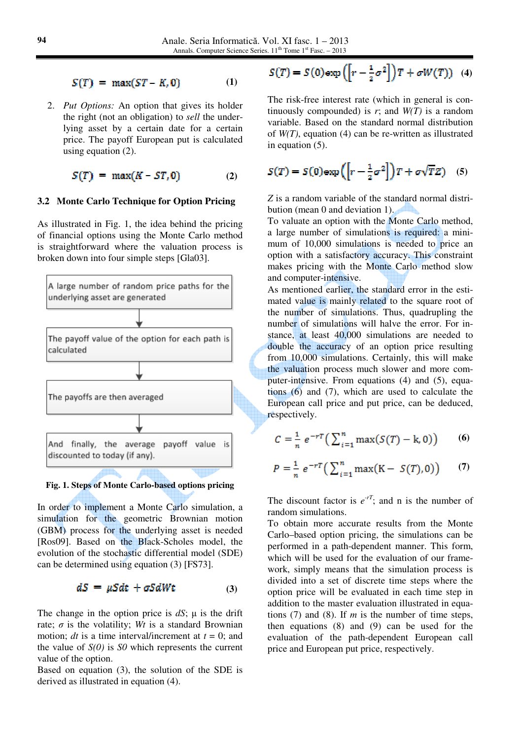$$S(T) = \max(ST - K, 0) \quad (1)$$

2. *Put Options:* An option that gives its holder the right (not an obligation) to *sell* the underlying asset by a certain date for a certain price. The payoff European put is calculated using equation (2).

$$S(T) = \max(K - ST, 0) \quad (2)$$

### 3.2 Monte Carlo Technique for Option Pricing

As illustrated in Fig. 1, the idea behind the pricing of financial options using the Monte Carlo method is straightforward where the valuation process is broken down into four simple steps [Gla03].

A large number of random price paths for the underlying asset are generated

↓

The payoff value of the option for each path is calculated

↓

The payoffs are then averaged

↓

And finally, the average payoff value is discounted to today (if any).

**Fig. 1. Steps of Monte Carlo-based options pricing**

In order to implement a Monte Carlo simulation, a simulation for the geometric Brownian motion (GBM) process for the underlying asset is needed [Ros09]. Based on the Black-Scholes model, the evolution of the stochastic differential model (SDE) can be determined using equation (3) [FS73].

$$dS = \mu S dt + \sigma S dWt \quad (3)$$

The change in the option price is $dS$; µ is the drift rate; $\sigma$ is the volatility; $Wt$ is a standard Brownian motion; $dt$ is a time interval/increment at $t = 0$; and the value of $S(0)$ is $S0$ which represents the current value of the option.

Based on equation (3), the solution of the SDE is derived as illustrated in equation (4).

$$S(T) = S(0)\exp\left(\left[r - \frac{1}{2}\sigma^2\right]\right)T + \sigma W(T)) \quad (4)$$

The risk-free interest rate (which in general is continuously compounded) is $r$; and $W(T)$ is a random variable. Based on the standard normal distribution of $W(T)$, equation (4) can be re-written as illustrated in equation (5).

$$S(T) = S(0)\exp\left(\left[r - \frac{1}{2}\sigma^2\right]\right)T + \sigma\sqrt{T}Z) \quad (5)$$

$Z$ is a random variable of the standard normal distribution (mean 0 and deviation 1).

To valuate an option with the Monte Carlo method, a large number of simulations is required: a minimum of 10,000 simulations is needed to price an option with a satisfactory accuracy. This constraint makes pricing with the Monte Carlo method slow and computer-intensive.

As mentioned earlier, the standard error in the estimated value is mainly related to the square root of the number of simulations. Thus, quadrupling the number of simulations will halve the error. For instance, at least 40,000 simulations are needed to double the accuracy of an option price resulting from 10,000 simulations. Certainly, this will make the valuation process much slower and more computer-intensive. From equations (4) and (5), equations (6) and (7), which are used to calculate the European call price and put price, can be deduced, respectively.

$$C = \frac{1}{n} e^{-rT}\left(\sum_{i=1}^{n} \max(S(T) - k, 0)\right) \quad (6)$$

$$P = \frac{1}{n} e^{-rT}\left(\sum_{i=1}^{n} \max(K - S(T), 0)\right) \quad (7)$$

The discount factor is $e^{-rT}$; and n is the number of random simulations.

To obtain more accurate results from the Monte Carlo–based option pricing, the simulations can be performed in a path-dependent manner. This form, which will be used for the evaluation of our framework, simply means that the simulation process is divided into a set of discrete time steps where the option price will be evaluated in each time step in addition to the master evaluation illustrated in equations (7) and (8). If $m$ is the number of time steps, then equations (8) and (9) can be used for the evaluation of the path-dependent European call price and European put price, respectively.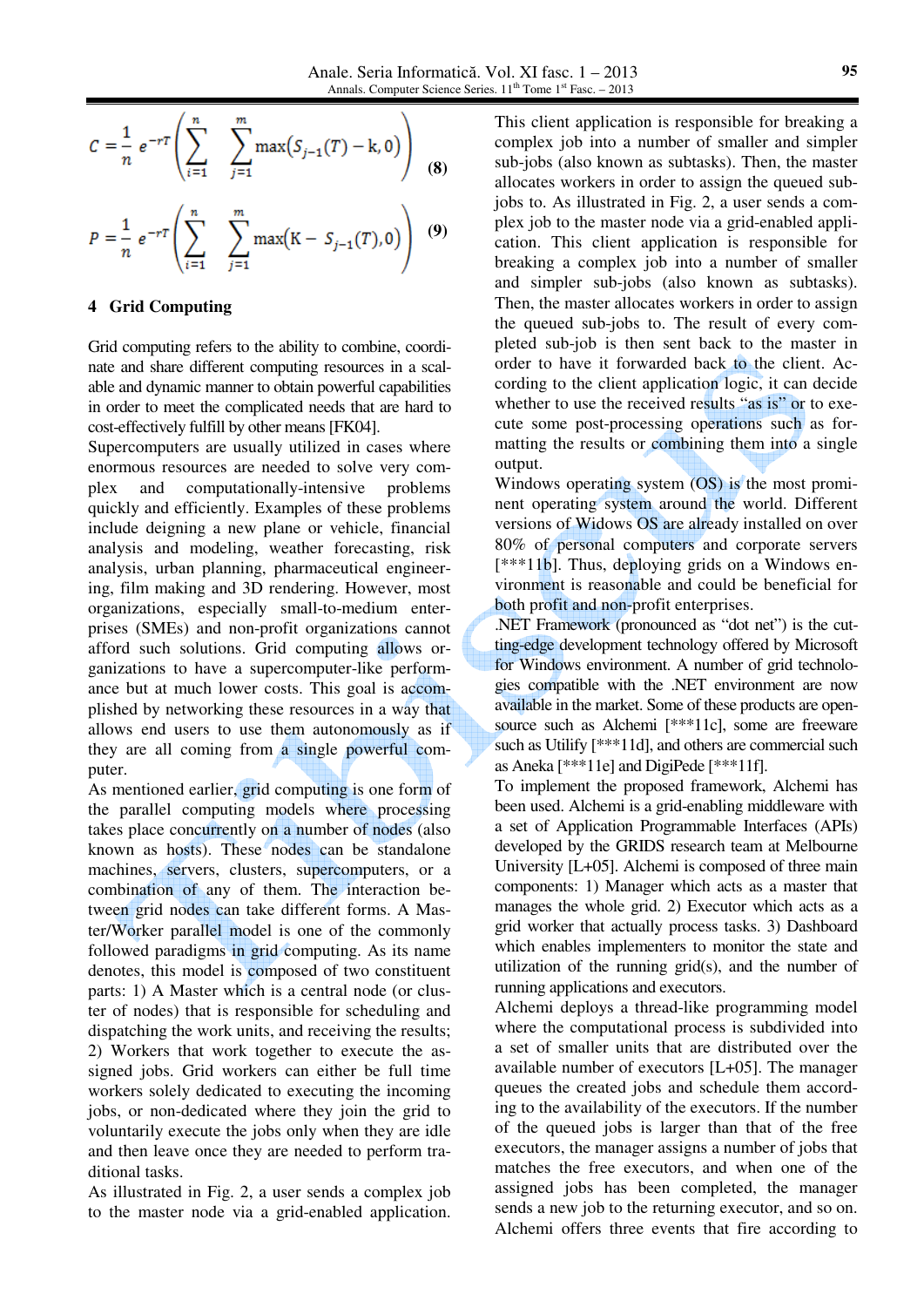$$C = \frac{1}{n} e^{-rT} \left( \sum_{i=1}^{n} \sum_{j=1}^{m} \max(S_{j-1}(T) - \mathrm{k}, 0) \right) \quad (8)$$

$$P = \frac{1}{n} e^{-rT} \left( \sum_{i=1}^{n} \sum_{j=1}^{m} \max(\mathrm{K} - S_{j-1}(T), 0) \right) \quad (9)$$

## 4 Grid Computing

Grid computing refers to the ability to combine, coordinate and share different computing resources in a scalable and dynamic manner to obtain powerful capabilities in order to meet the complicated needs that are hard to cost-effectively fulfill by other means [FK04].

Supercomputers are usually utilized in cases where enormous resources are needed to solve very complex and computationally-intensive problems quickly and efficiently. Examples of these problems include deigning a new plane or vehicle, financial analysis and modeling, weather forecasting, risk analysis, urban planning, pharmaceutical engineering, film making and 3D rendering. However, most organizations, especially small-to-medium enterprises (SMEs) and non-profit organizations cannot afford such solutions. Grid computing allows organizations to have a supercomputer-like performance but at much lower costs. This goal is accomplished by networking these resources in a way that allows end users to use them autonomously as if they are all coming from a single powerful computer.

As mentioned earlier, grid computing is one form of the parallel computing models where processing takes place concurrently on a number of nodes (also known as hosts). These nodes can be standalone machines, servers, clusters, supercomputers, or a combination of any of them. The interaction between grid nodes can take different forms. A Master/Worker parallel model is one of the commonly followed paradigms in grid computing. As its name denotes, this model is composed of two constituent parts: 1) A Master which is a central node (or cluster of nodes) that is responsible for scheduling and dispatching the work units, and receiving the results; 2) Workers that work together to execute the assigned jobs. Grid workers can either be full time workers solely dedicated to executing the incoming jobs, or non-dedicated where they join the grid to voluntarily execute the jobs only when they are idle and then leave once they are needed to perform traditional tasks.

As illustrated in Fig. 2, a user sends a complex job to the master node via a grid-enabled application. This client application is responsible for breaking a complex job into a number of smaller and simpler sub-jobs (also known as subtasks). Then, the master allocates workers in order to assign the queued sub-jobs to. As illustrated in Fig. 2, a user sends a complex job to the master node via a grid-enabled application. This client application is responsible for breaking a complex job into a number of smaller and simpler sub-jobs (also known as subtasks). Then, the master allocates workers in order to assign the queued sub-jobs to. The result of every completed sub-job is then sent back to the master in order to have it forwarded back to the client. According to the client application logic, it can decide whether to use the received results "as is" or to execute some post-processing operations such as formatting the results or combining them into a single output.

Windows operating system (OS) is the most prominent operating system around the world. Different versions of Widows OS are already installed on over 80% of personal computers and corporate servers [***11b]. Thus, deploying grids on a Windows environment is reasonable and could be beneficial for both profit and non-profit enterprises.

.NET Framework (pronounced as "dot net") is the cutting-edge development technology offered by Microsoft for Windows environment. A number of grid technologies compatible with the .NET environment are now available in the market. Some of these products are open-source such as Alchemi [***11c], some are freeware such as Utilify [***11d], and others are commercial such as Aneka [***11e] and DigiPede [***11f].

To implement the proposed framework, Alchemi has been used. Alchemi is a grid-enabling middleware with a set of Application Programmable Interfaces (APIs) developed by the GRIDS research team at Melbourne University [L+05]. Alchemi is composed of three main components: 1) Manager which acts as a master that manages the whole grid. 2) Executor which acts as a grid worker that actually process tasks. 3) Dashboard which enables implementers to monitor the state and utilization of the running grid(s), and the number of running applications and executors.

Alchemi deploys a thread-like programming model where the computational process is subdivided into a set of smaller units that are distributed over the available number of executors [L+05]. The manager queues the created jobs and schedule them according to the availability of the executors. If the number of the queued jobs is larger than that of the free executors, the manager assigns a number of jobs that matches the free executors, and when one of the assigned jobs has been completed, the manager sends a new job to the returning executor, and so on. Alchemi offers three events that fire according to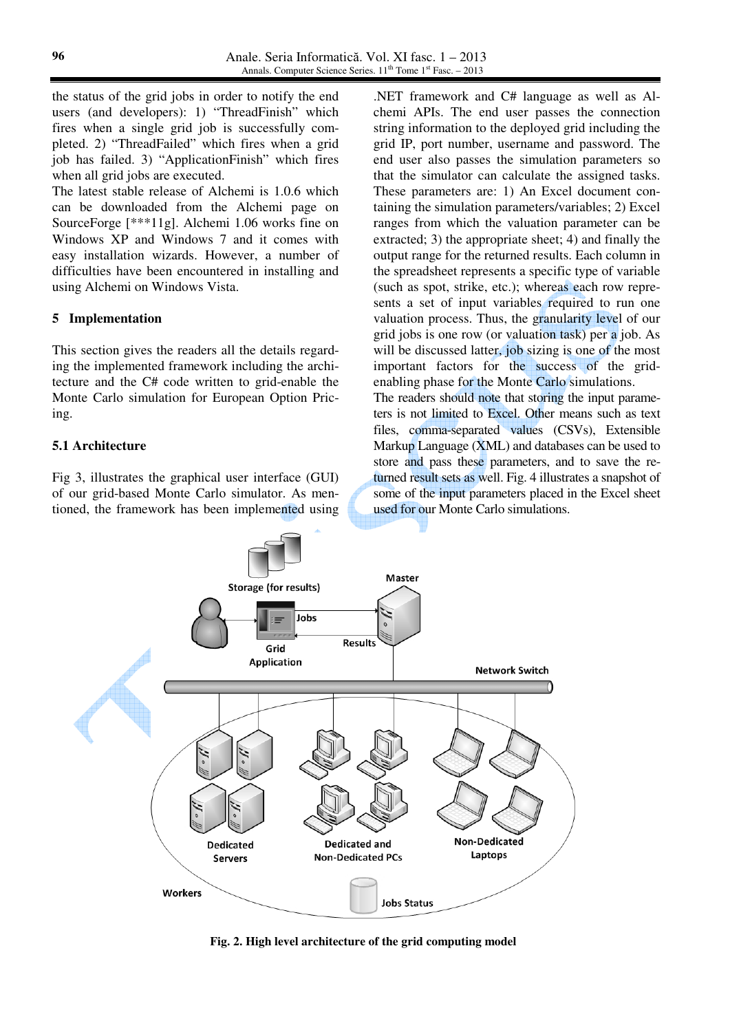the status of the grid jobs in order to notify the end users (and developers): 1) "ThreadFinish" which fires when a single grid job is successfully completed. 2) "ThreadFailed" which fires when a grid job has failed. 3) "ApplicationFinish" which fires when all grid jobs are executed.

The latest stable release of Alchemi is 1.0.6 which can be downloaded from the Alchemi page on SourceForge [***11g]. Alchemi 1.06 works fine on Windows XP and Windows 7 and it comes with easy installation wizards. However, a number of difficulties have been encountered in installing and using Alchemi on Windows Vista.

## 5 Implementation

This section gives the readers all the details regarding the implemented framework including the architecture and the C# code written to grid-enable the Monte Carlo simulation for European Option Pricing.

### 5.1 Architecture

Fig 3, illustrates the graphical user interface (GUI) of our grid-based Monte Carlo simulator. As mentioned, the framework has been implemented using .NET framework and C# language as well as Alchemi APIs. The end user passes the connection string information to the deployed grid including the grid IP, port number, username and password. The end user also passes the simulation parameters so that the simulator can calculate the assigned tasks. These parameters are: 1) An Excel document containing the simulation parameters/variables; 2) Excel ranges from which the valuation parameter can be extracted; 3) the appropriate sheet; 4) and finally the output range for the returned results. Each column in the spreadsheet represents a specific type of variable (such as spot, strike, etc.); whereas each row represents a set of input variables required to run one valuation process. Thus, the granularity level of our grid jobs is one row (or valuation task) per a job. As will be discussed latter, job sizing is one of the most important factors for the success of the grid-enabling phase for the Monte Carlo simulations.

The readers should note that storing the input parameters is not limited to Excel. Other means such as text files, comma-separated values (CSVs), Extensible Markup Language (XML) and databases can be used to store and pass these parameters, and to save the returned result sets as well. Fig. 4 illustrates a snapshot of some of the input parameters placed in the Excel sheet used for our Monte Carlo simulations.

**Fig. 2. High level architecture of the grid computing model**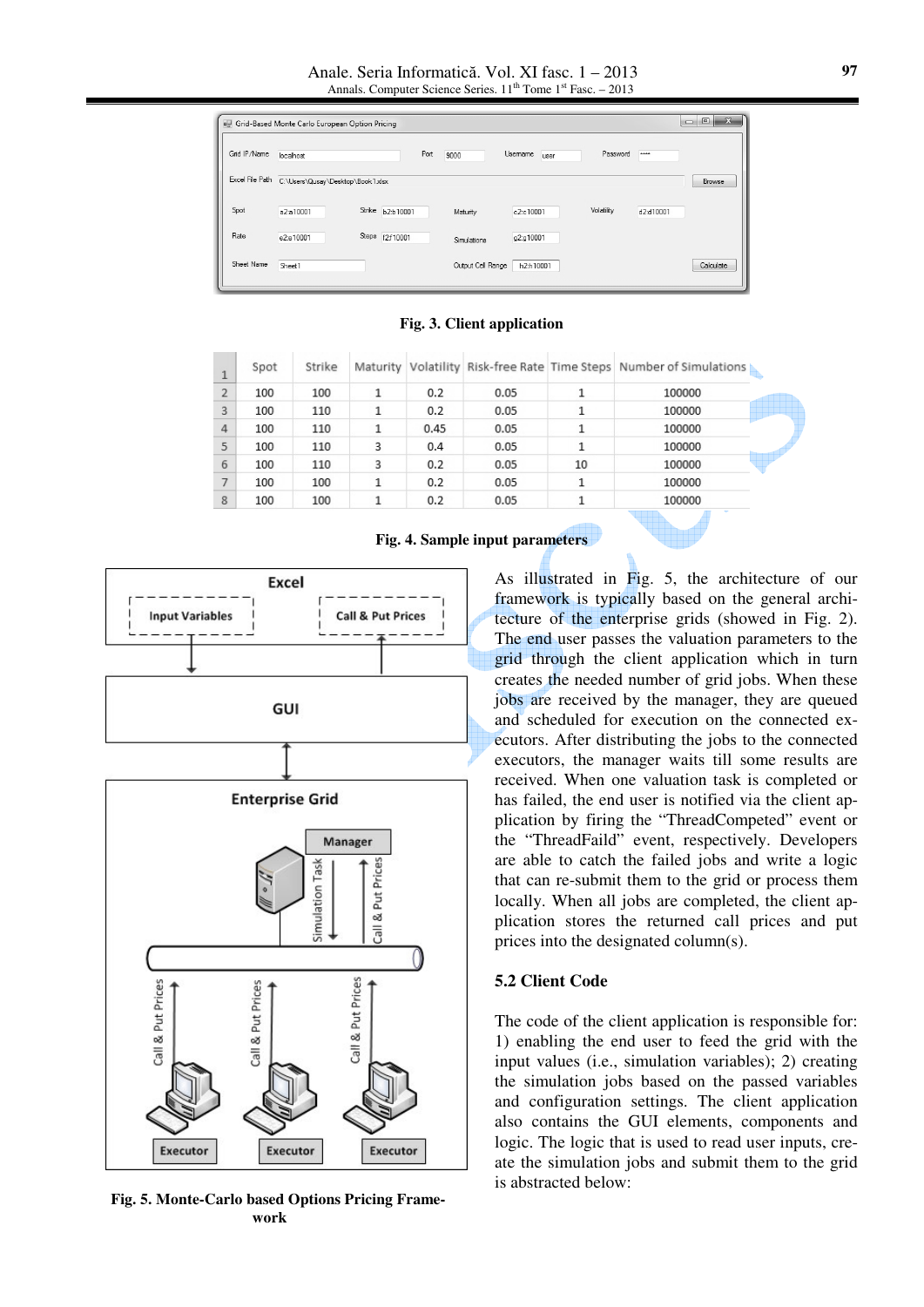Fig. 3. Client application

| | Spot | Strike | Maturity | Volatility | Risk-free Rate | Time Steps | Number of Simulations |
|---|---|---|---|---|---|---|---|
| 1 | | | | | | | |
| 2 | 100 | 100 | 1 | 0.2 | 0.05 | 1 | 100000 |
| 3 | 100 | 110 | 1 | 0.2 | 0.05 | 1 | 100000 |
| 4 | 100 | 110 | 1 | 0.45 | 0.05 | 1 | 100000 |
| 5 | 100 | 110 | 3 | 0.4 | 0.05 | 1 | 100000 |
| 6 | 100 | 110 | 3 | 0.2 | 0.05 | 10 | 100000 |
| 7 | 100 | 100 | 1 | 0.2 | 0.05 | 1 | 100000 |
| 8 | 100 | 100 | 1 | 0.2 | 0.05 | 1 | 100000 |

Fig. 4. Sample input parameters

Fig. 5. Monte-Carlo based Options Pricing Framework

As illustrated in Fig. 5, the architecture of our framework is typically based on the general architecture of the enterprise grids (showed in Fig. 2). The end user passes the valuation parameters to the grid through the client application which in turn creates the needed number of grid jobs. When these jobs are received by the manager, they are queued and scheduled for execution on the connected executors. After distributing the jobs to the connected executors, the manager waits till some results are received. When one valuation task is completed or has failed, the end user is notified via the client application by firing the "ThreadCompeted" event or the "ThreadFaild" event, respectively. Developers are able to catch the failed jobs and write a logic that can re-submit them to the grid or process them locally. When all jobs are completed, the client application stores the returned call prices and put prices into the designated column(s).

### 5.2 Client Code

The code of the client application is responsible for: 1) enabling the end user to feed the grid with the input values (i.e., simulation variables); 2) creating the simulation jobs based on the passed variables and configuration settings. The client application also contains the GUI elements, components and logic. The logic that is used to read user inputs, create the simulation jobs and submit them to the grid is abstracted below: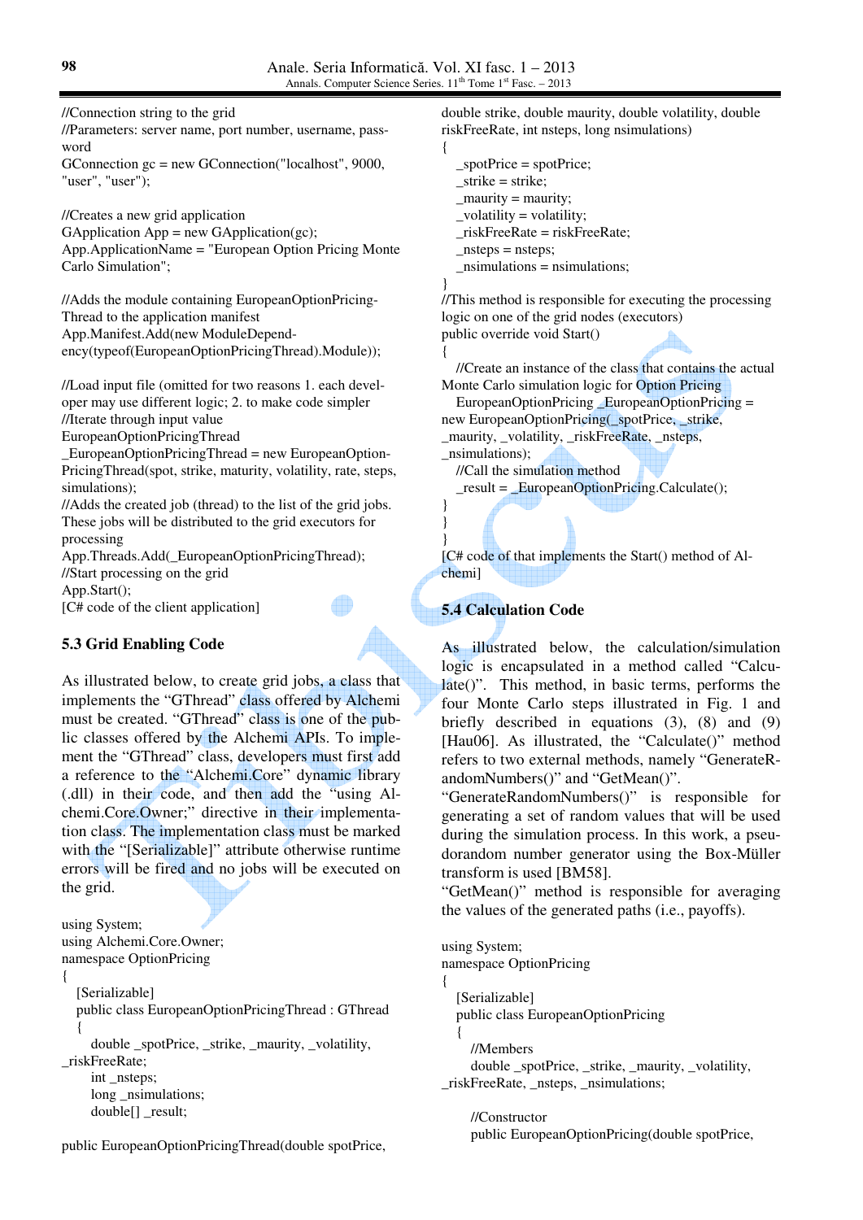```
//Connection string to the grid
//Parameters: server name, port number, username, password
GConnection gc = new GConnection("localhost", 9000, "user", "user");

//Creates a new grid application
GApplication App = new GApplication(gc);
App.ApplicationName = "European Option Pricing Monte Carlo Simulation";

//Adds the module containing EuropeanOptionPricingThread to the application manifest
App.Manifest.Add(new ModuleDependency(typeof(EuropeanOptionPricingThread).Module));

//Load input file (omitted for two reasons 1. each developer may use different logic; 2. to make code simpler
//Iterate through input value
EuropeanOptionPricingThread
_EuropeanOptionPricingThread = new EuropeanOptionPricingThread(spot, strike, maturity, volatility, rate, steps, simulations);
//Adds the created job (thread) to the list of the grid jobs. These jobs will be distributed to the grid executors for processing
App.Threads.Add(_EuropeanOptionPricingThread);
//Start processing on the grid
App.Start();
```
[C# code of the client application]

### 5.3 Grid Enabling Code

As illustrated below, to create grid jobs, a class that implements the "GThread" class offered by Alchemi must be created. "GThread" class is one of the public classes offered by the Alchemi APIs. To implement the "GThread" class, developers must first add a reference to the "Alchemi.Core" dynamic library (.dll) in their code, and then add the "using Alchemi.Core.Owner;" directive in their implementation class. The implementation class must be marked with the "[Serializable]" attribute otherwise runtime errors will be fired and no jobs will be executed on the grid.

```
using System;
using Alchemi.Core.Owner;
namespace OptionPricing
{
   [Serializable]
   public class EuropeanOptionPricingThread : GThread
   {
      double _spotPrice, _strike, _maurity, _volatility, _riskFreeRate;
      int _nsteps;
      long _nsimulations;
      double[] _result;

public EuropeanOptionPricingThread(double spotPrice, double strike, double maurity, double volatility, double riskFreeRate, int nsteps, long nsimulations)
{
   _spotPrice = spotPrice;
   _strike = strike;
   _maurity = maurity;
   _volatility = volatility;
   _riskFreeRate = riskFreeRate;
   _nsteps = nsteps;
   _nsimulations = nsimulations;
}
//This method is responsible for executing the processing logic on one of the grid nodes (executors)
public override void Start()
{
   //Create an instance of the class that contains the actual Monte Carlo simulation logic for Option Pricing
   EuropeanOptionPricing _EuropeanOptionPricing = new EuropeanOptionPricing(_spotPrice, _strike, _maurity, _volatility, _riskFreeRate, _nsteps, _nsimulations);
   //Call the simulation method
   _result = _EuropeanOptionPricing.Calculate();
}
}
}
```
[C# code of that implements the Start() method of Alchemi]

### 5.4 Calculation Code

As illustrated below, the calculation/simulation logic is encapsulated in a method called "Calculate()". This method, in basic terms, performs the four Monte Carlo steps illustrated in Fig. 1 and briefly described in equations (3), (8) and (9) [Hau06]. As illustrated, the "Calculate()" method refers to two external methods, namely "GenerateRandomNumbers()" and "GetMean()".

"GenerateRandomNumbers()" is responsible for generating a set of random values that will be used during the simulation process. In this work, a pseudorandom number generator using the Box-Müller transform is used [BM58].

"GetMean()" method is responsible for averaging the values of the generated paths (i.e., payoffs).

```
using System;
namespace OptionPricing
{
   [Serializable]
   public class EuropeanOptionPricing
   {
      //Members
      double _spotPrice, _strike, _maurity, _volatility, _riskFreeRate, _nsteps, _nsimulations;

      //Constructor
      public EuropeanOptionPricing(double spotPrice,
```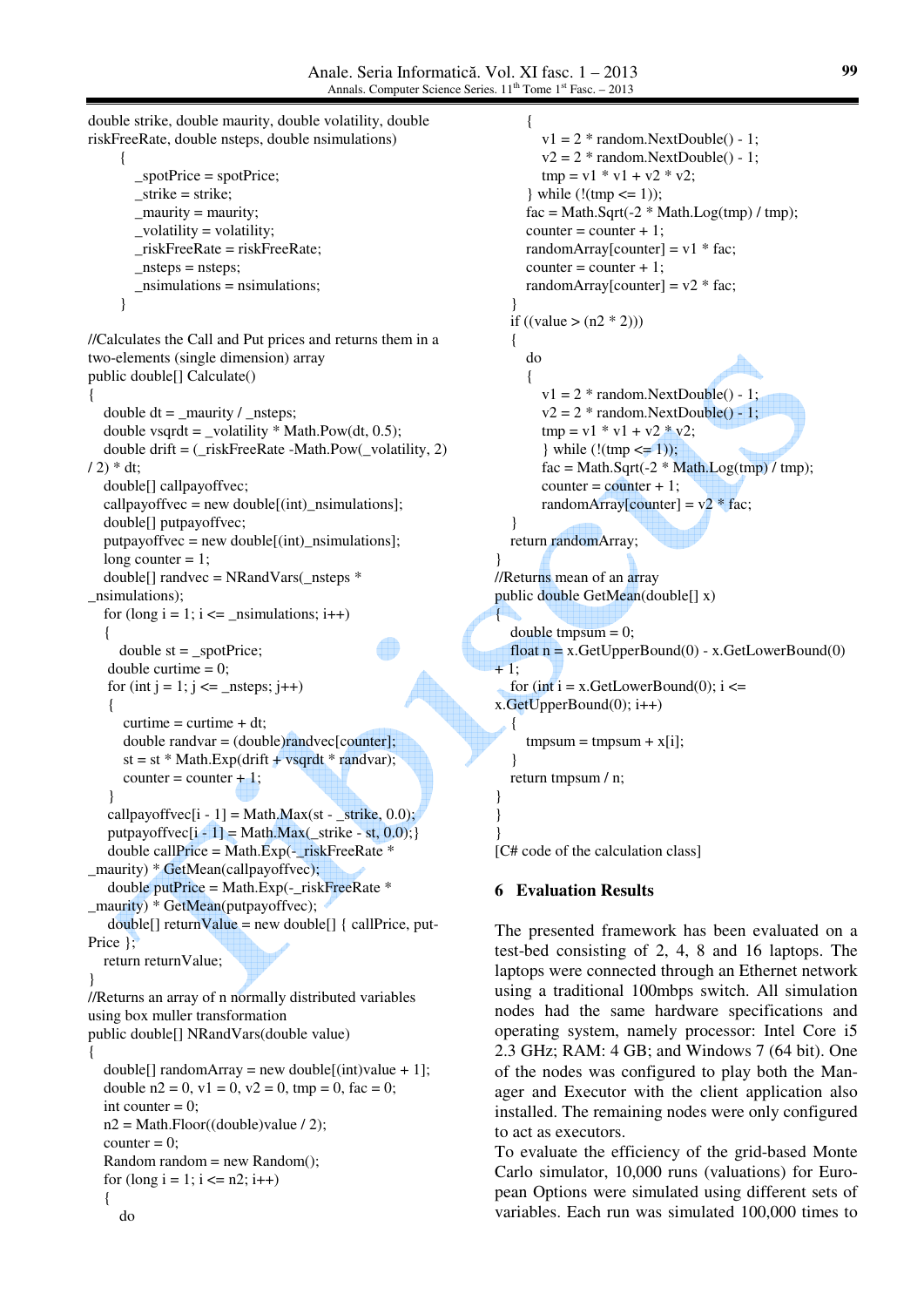```
double strike, double maurity, double volatility, double
riskFreeRate, double nsteps, double nsimulations)
    {
        _spotPrice = spotPrice;
        _strike = strike;
        _maurity = maurity;
        _volatility = volatility;
        _riskFreeRate = riskFreeRate;
        _nsteps = nsteps;
        _nsimulations = nsimulations;
    }

//Calculates the Call and Put prices and returns them in a
two-elements (single dimension) array
public double[] Calculate()
{
   double dt = _maurity / _nsteps;
   double vsqrdt = _volatility * Math.Pow(dt, 0.5);
   double drift = (_riskFreeRate -Math.Pow(_volatility, 2)
/ 2) * dt;
   double[] callpayoffvec;
   callpayoffvec = new double[(int)_nsimulations];
   double[] putpayoffvec;
   putpayoffvec = new double[(int)_nsimulations];
   long counter = 1;
   double[] randvec = NRandVars(_nsteps *
_nsimulations);
   for (long i = 1; i <= _nsimulations; i++)
   {
     double st = _spotPrice;
    double curtime = 0;
    for (int j = 1; j <= _nsteps; j++)
    {
       curtime = curtime + dt;
       double randvar = (double)randvec[counter];
       st = st * Math.Exp(drift + vsqrdt * randvar);
       counter = counter + 1;
    }
    callpayoffvec[i - 1] = Math.Max(st - _strike, 0.0);
    putpayoffvec[i - 1] = Math.Max(_strike - st, 0.0);}
    double callPrice = Math.Exp(-_riskFreeRate *
_maurity) * GetMean(callpayoffvec);
    double putPrice = Math.Exp(-_riskFreeRate *
_maurity) * GetMean(putpayoffvec);
    double[] returnValue = new double[] { callPrice, put-
Price };
   return returnValue;
}
//Returns an array of n normally distributed variables
using box muller transformation
public double[] NRandVars(double value)
{
   double[] randomArray = new double[(int)value + 1];
   double n2 = 0, v1 = 0, v2 = 0, tmp = 0, fac = 0;
   int counter = 0;
   n2 = Math.Floor((double)value / 2);
   counter = 0;
   Random random = new Random();
   for (long i = 1; i <= n2; i++)
   {
     do
     {
       v1 = 2 * random.NextDouble() - 1;
       v2 = 2 * random.NextDouble() - 1;
       tmp = v1 * v1 + v2 * v2;
     } while (!(tmp <= 1));
     fac = Math.Sqrt(-2 * Math.Log(tmp) / tmp);
     counter = counter + 1;
     randomArray[counter] = v1 * fac;
     counter = counter + 1;
     randomArray[counter] = v2 * fac;
   }
   if ((value > (n2 * 2)))
   {
     do
     {
       v1 = 2 * random.NextDouble() - 1;
       v2 = 2 * random.NextDouble() - 1;
       tmp = v1 * v1 + v2 * v2;
       } while (!(tmp <= 1));
       fac = Math.Sqrt(-2 * Math.Log(tmp) / tmp);
       counter = counter + 1;
       randomArray[counter] = v2 * fac;
   }
   return randomArray;
}
//Returns mean of an array
public double GetMean(double[] x)
{
   double tmpsum = 0;
   float n = x.GetUpperBound(0) - x.GetLowerBound(0)
+ 1;
   for (int i = x.GetLowerBound(0); i <=
x.GetUpperBound(0); i++)
   {
     tmpsum = tmpsum + x[i];
   }
   return tmpsum / n;
}
}
}
```

[C# code of the calculation class]

## 6 Evaluation Results

The presented framework has been evaluated on a test-bed consisting of 2, 4, 8 and 16 laptops. The laptops were connected through an Ethernet network using a traditional 100mbps switch. All simulation nodes had the same hardware specifications and operating system, namely processor: Intel Core i5 2.3 GHz; RAM: 4 GB; and Windows 7 (64 bit). One of the nodes was configured to play both the Manager and Executor with the client application also installed. The remaining nodes were only configured to act as executors.

To evaluate the efficiency of the grid-based Monte Carlo simulator, 10,000 runs (valuations) for European Options were simulated using different sets of variables. Each run was simulated 100,000 times to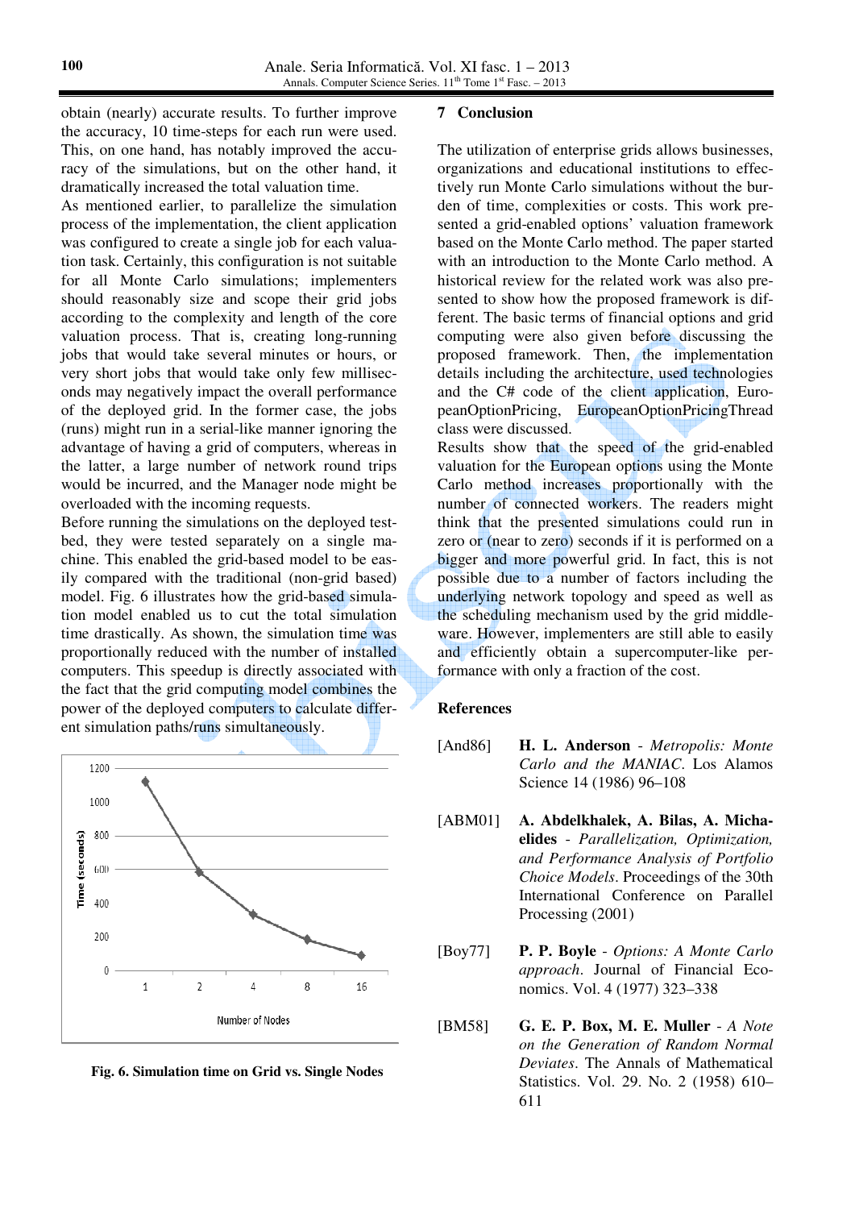obtain (nearly) accurate results. To further improve the accuracy, 10 time-steps for each run were used. This, on one hand, has notably improved the accuracy of the simulations, but on the other hand, it dramatically increased the total valuation time.

As mentioned earlier, to parallelize the simulation process of the implementation, the client application was configured to create a single job for each valuation task. Certainly, this configuration is not suitable for all Monte Carlo simulations; implementers should reasonably size and scope their grid jobs according to the complexity and length of the core valuation process. That is, creating long-running jobs that would take several minutes or hours, or very short jobs that would take only few milliseconds may negatively impact the overall performance of the deployed grid. In the former case, the jobs (runs) might run in a serial-like manner ignoring the advantage of having a grid of computers, whereas in the latter, a large number of network round trips would be incurred, and the Manager node might be overloaded with the incoming requests.

Before running the simulations on the deployed testbed, they were tested separately on a single machine. This enabled the grid-based model to be easily compared with the traditional (non-grid based) model. Fig. 6 illustrates how the grid-based simulation model enabled us to cut the total simulation time drastically. As shown, the simulation time was proportionally reduced with the number of installed computers. This speedup is directly associated with the fact that the grid computing model combines the power of the deployed computers to calculate different simulation paths/runs simultaneously.

**Fig. 6. Simulation time on Grid vs. Single Nodes**

## 7 Conclusion

The utilization of enterprise grids allows businesses, organizations and educational institutions to effectively run Monte Carlo simulations without the burden of time, complexities or costs. This work presented a grid-enabled options' valuation framework based on the Monte Carlo method. The paper started with an introduction to the Monte Carlo method. A historical review for the related work was also presented to show how the proposed framework is different. The basic terms of financial options and grid computing were also given before discussing the proposed framework. Then, the implementation details including the architecture, used technologies and the C# code of the client application, EuropeanOptionPricing, EuropeanOptionPricingThread class were discussed.

Results show that the speed of the grid-enabled valuation for the European options using the Monte Carlo method increases proportionally with the number of connected workers. The readers might think that the presented simulations could run in zero or (near to zero) seconds if it is performed on a bigger and more powerful grid. In fact, this is not possible due to a number of factors including the underlying network topology and speed as well as the scheduling mechanism used by the grid middleware. However, implementers are still able to easily and efficiently obtain a supercomputer-like performance with only a fraction of the cost.

## References

[And86] **H. L. Anderson** - *Metropolis: Monte Carlo and the MANIAC*. Los Alamos Science 14 (1986) 96–108

[ABM01] **A. Abdelkhalek, A. Bilas, A. Michaelides** - *Parallelization, Optimization, and Performance Analysis of Portfolio Choice Models*. Proceedings of the 30th International Conference on Parallel Processing (2001)

[Boy77] **P. P. Boyle** - *Options: A Monte Carlo approach*. Journal of Financial Economics. Vol. 4 (1977) 323–338

[BM58] **G. E. P. Box, M. E. Muller** - *A Note on the Generation of Random Normal Deviates*. The Annals of Mathematical Statistics. Vol. 29. No. 2 (1958) 610–611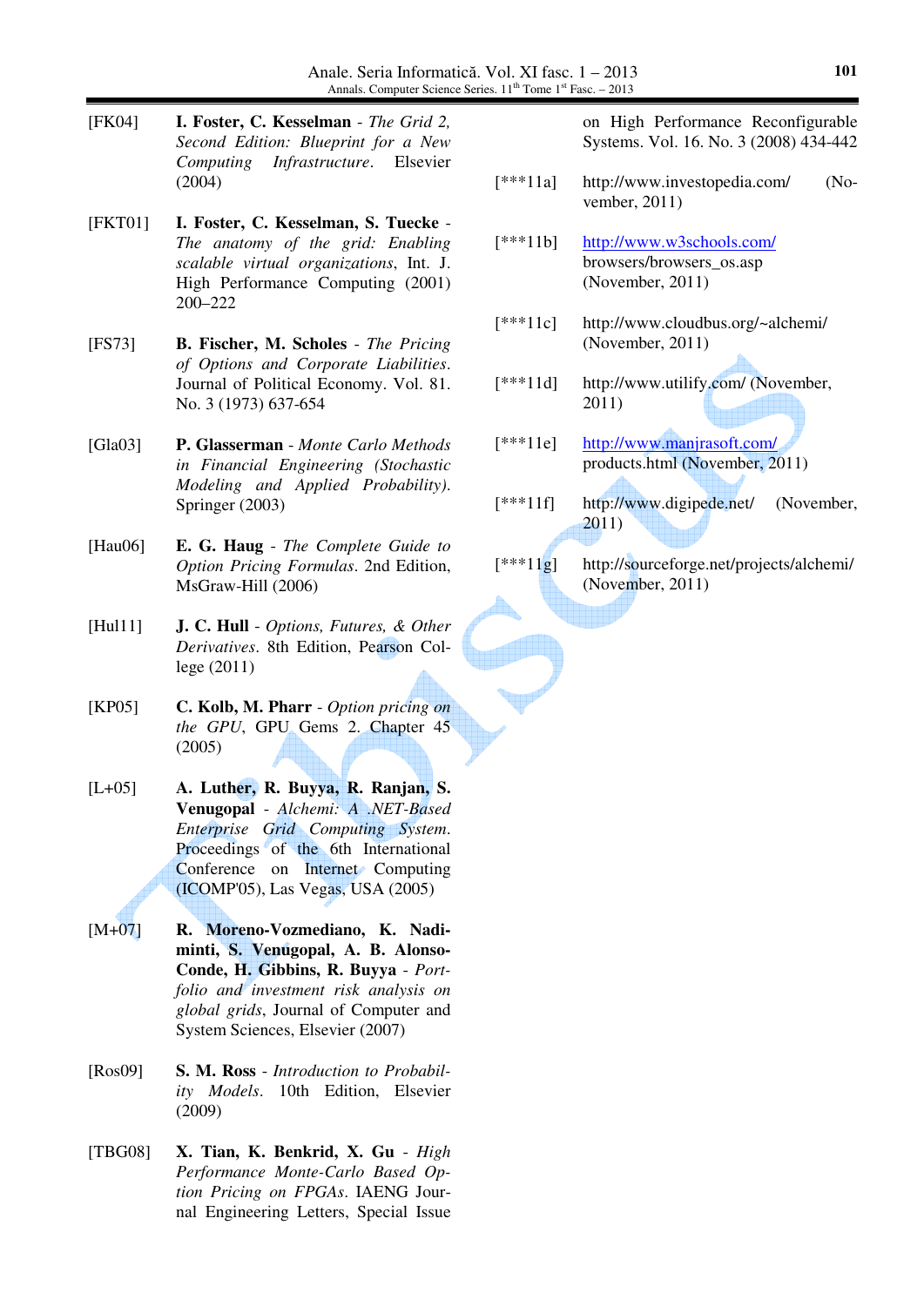[FK04] **I. Foster, C. Kesselman** - *The Grid 2, Second Edition: Blueprint for a New Computing Infrastructure*. Elsevier (2004)

[FKT01] **I. Foster, C. Kesselman, S. Tuecke** - *The anatomy of the grid: Enabling scalable virtual organizations*, Int. J. High Performance Computing (2001) 200–222

[FS73] **B. Fischer, M. Scholes** - *The Pricing of Options and Corporate Liabilities*. Journal of Political Economy. Vol. 81. No. 3 (1973) 637-654

[Gla03] **P. Glasserman** - *Monte Carlo Methods in Financial Engineering (Stochastic Modeling and Applied Probability)*. Springer (2003)

[Hau06] **E. G. Haug** - *The Complete Guide to Option Pricing Formulas*. 2nd Edition, MsGraw-Hill (2006)

[Hul11] **J. C. Hull** - *Options, Futures, & Other Derivatives*. 8th Edition, Pearson College (2011)

[KP05] **C. Kolb, M. Pharr** - *Option pricing on the GPU*, GPU Gems 2. Chapter 45 (2005)

[L+05] **A. Luther, R. Buyya, R. Ranjan, S. Venugopal** - *Alchemi: A .NET-Based Enterprise Grid Computing System*. Proceedings of the 6th International Conference on Internet Computing (ICOMP'05), Las Vegas, USA (2005)

[M+07] **R. Moreno-Vozmediano, K. Nadiminti, S. Venugopal, A. B. Alonso-Conde, H. Gibbins, R. Buyya** - *Portfolio and investment risk analysis on global grids*, Journal of Computer and System Sciences, Elsevier (2007)

[Ros09] **S. M. Ross** - *Introduction to Probability Models*. 10th Edition, Elsevier (2009)

[TBG08] **X. Tian, K. Benkrid, X. Gu** - *High Performance Monte-Carlo Based Option Pricing on FPGAs*. IAENG Journal Engineering Letters, Special Issue on High Performance Reconfigurable Systems. Vol. 16. No. 3 (2008) 434-442

[***11a] http://www.investopedia.com/ (November, 2011)

[***11b] http://www.w3schools.com/browsers/browsers_os.asp (November, 2011)

[***11c] http://www.cloudbus.org/~alchemi/ (November, 2011)

[***11d] http://www.utilify.com/ (November, 2011)

[***11e] http://www.manjrasoft.com/products.html (November, 2011)

[***11f] http://www.digipede.net/ (November, 2011)

[***11g] http://sourceforge.net/projects/alchemi/ (November, 2011)